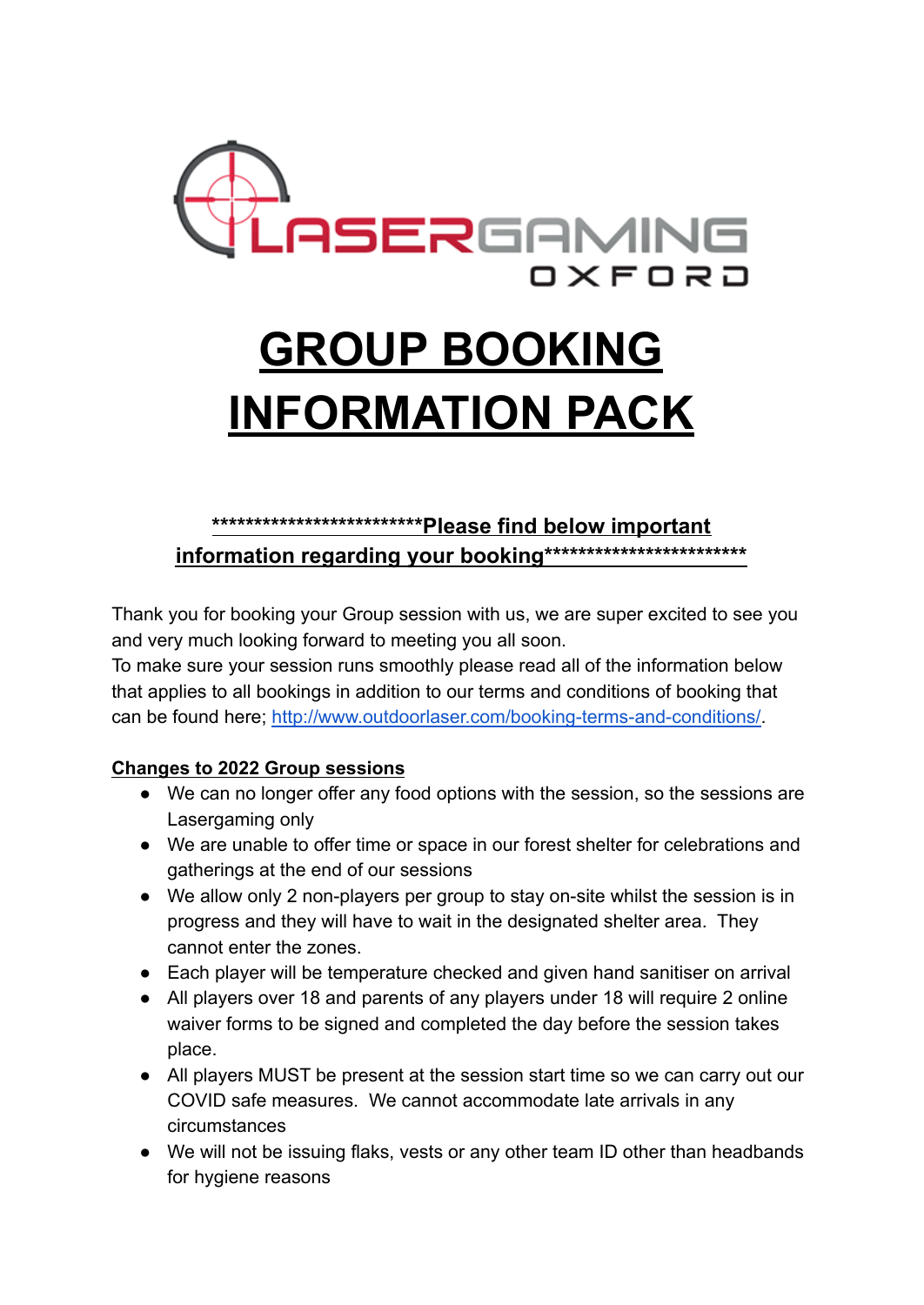# LASERGAMING OXFORD

# GROUP BOOKING INFORMATION PACK

**************************Please find below important information regarding your booking**************************

Thank you for booking your Group session with us, we are super excited to see you and very much looking forward to meeting you all soon.
To make sure your session runs smoothly please read all of the information below that applies to all bookings in addition to our terms and conditions of booking that can be found here; http://www.outdoorlaser.com/booking-terms-and-conditions/.

**Changes to 2022 Group sessions**

- We can no longer offer any food options with the session, so the sessions are Lasergaming only
- We are unable to offer time or space in our forest shelter for celebrations and gatherings at the end of our sessions
- We allow only 2 non-players per group to stay on-site whilst the session is in progress and they will have to wait in the designated shelter area. They cannot enter the zones.
- Each player will be temperature checked and given hand sanitiser on arrival
- All players over 18 and parents of any players under 18 will require 2 online waiver forms to be signed and completed the day before the session takes place.
- All players MUST be present at the session start time so we can carry out our COVID safe measures. We cannot accommodate late arrivals in any circumstances
- We will not be issuing flaks, vests or any other team ID other than headbands for hygiene reasons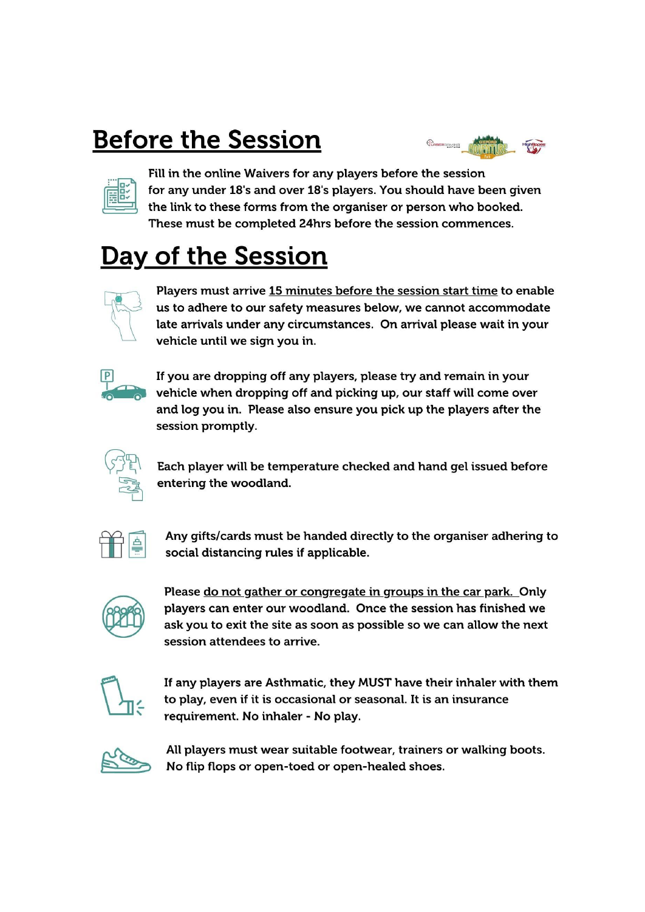# Before the Session

Fill in the online Waivers for any players before the session for any under 18's and over 18's players. You should have been given the link to these forms from the organiser or person who booked. These must be completed 24hrs before the session commences.

# Day of the Session

Players must arrive 15 minutes before the session start time to enable us to adhere to our safety measures below, we cannot accommodate late arrivals under any circumstances. On arrival please wait in your vehicle until we sign you in.

If you are dropping off any players, please try and remain in your vehicle when dropping off and picking up, our staff will come over and log you in. Please also ensure you pick up the players after the session promptly.

Each player will be temperature checked and hand gel issued before entering the woodland.

Any gifts/cards must be handed directly to the organiser adhering to social distancing rules if applicable.

Please do not gather or congregate in groups in the car park. Only players can enter our woodland. Once the session has finished we ask you to exit the site as soon as possible so we can allow the next session attendees to arrive.

If any players are Asthmatic, they MUST have their inhaler with them to play, even if it is occasional or seasonal. It is an insurance requirement. No inhaler - No play.

All players must wear suitable footwear, trainers or walking boots. No flip flops or open-toed or open-healed shoes.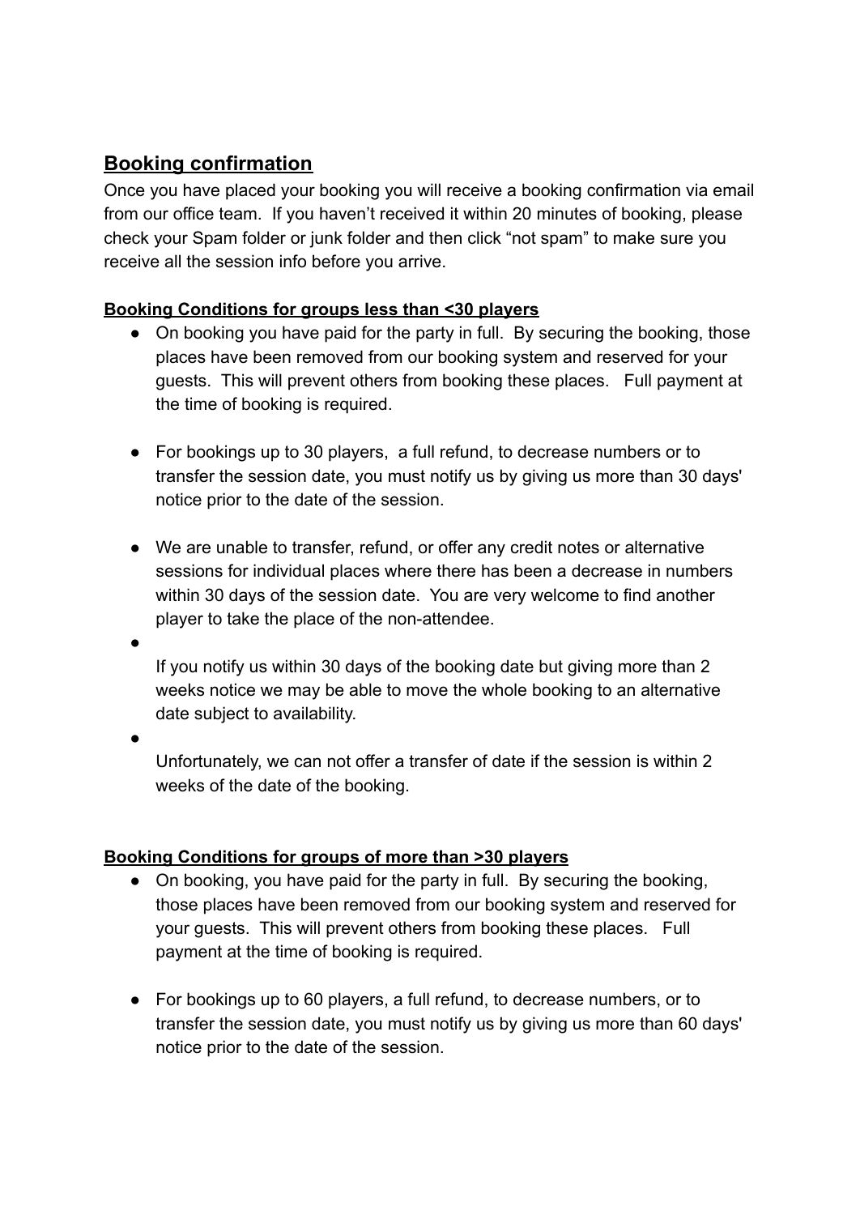## Booking confirmation

Once you have placed your booking you will receive a booking confirmation via email from our office team. If you haven't received it within 20 minutes of booking, please check your Spam folder or junk folder and then click "not spam" to make sure you receive all the session info before you arrive.

**Booking Conditions for groups less than <30 players**

- On booking you have paid for the party in full. By securing the booking, those places have been removed from our booking system and reserved for your guests. This will prevent others from booking these places. Full payment at the time of booking is required.

- For bookings up to 30 players, a full refund, to decrease numbers or to transfer the session date, you must notify us by giving us more than 30 days' notice prior to the date of the session.

- We are unable to transfer, refund, or offer any credit notes or alternative sessions for individual places where there has been a decrease in numbers within 30 days of the session date. You are very welcome to find another player to take the place of the non-attendee.

- If you notify us within 30 days of the booking date but giving more than 2 weeks notice we may be able to move the whole booking to an alternative date subject to availability.

- Unfortunately, we can not offer a transfer of date if the session is within 2 weeks of the date of the booking.

**Booking Conditions for groups of more than >30 players**

- On booking, you have paid for the party in full. By securing the booking, those places have been removed from our booking system and reserved for your guests. This will prevent others from booking these places. Full payment at the time of booking is required.

- For bookings up to 60 players, a full refund, to decrease numbers, or to transfer the session date, you must notify us by giving us more than 60 days' notice prior to the date of the session.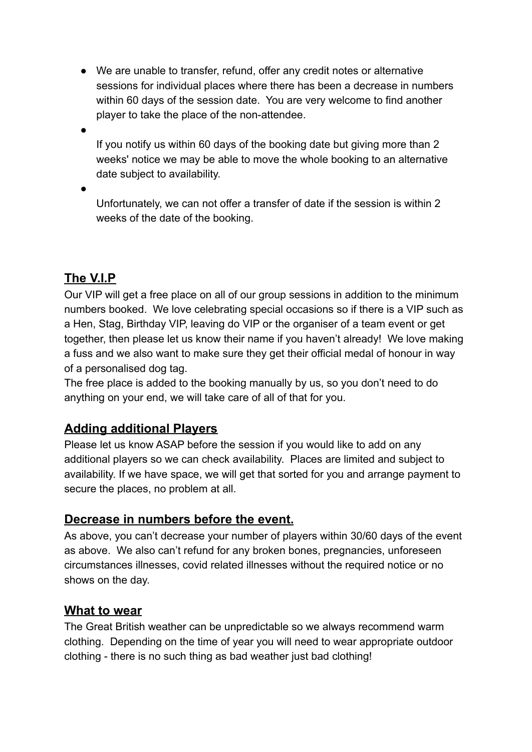- We are unable to transfer, refund, offer any credit notes or alternative sessions for individual places where there has been a decrease in numbers within 60 days of the session date. You are very welcome to find another player to take the place of the non-attendee.
- If you notify us within 60 days of the booking date but giving more than 2 weeks' notice we may be able to move the whole booking to an alternative date subject to availability.
- Unfortunately, we can not offer a transfer of date if the session is within 2 weeks of the date of the booking.

## The V.I.P

Our VIP will get a free place on all of our group sessions in addition to the minimum numbers booked. We love celebrating special occasions so if there is a VIP such as a Hen, Stag, Birthday VIP, leaving do VIP or the organiser of a team event or get together, then please let us know their name if you haven't already! We love making a fuss and we also want to make sure they get their official medal of honour in way of a personalised dog tag.

The free place is added to the booking manually by us, so you don't need to do anything on your end, we will take care of all of that for you.

## Adding additional Players

Please let us know ASAP before the session if you would like to add on any additional players so we can check availability. Places are limited and subject to availability. If we have space, we will get that sorted for you and arrange payment to secure the places, no problem at all.

## Decrease in numbers before the event.

As above, you can't decrease your number of players within 30/60 days of the event as above. We also can't refund for any broken bones, pregnancies, unforeseen circumstances illnesses, covid related illnesses without the required notice or no shows on the day.

## What to wear

The Great British weather can be unpredictable so we always recommend warm clothing. Depending on the time of year you will need to wear appropriate outdoor clothing - there is no such thing as bad weather just bad clothing!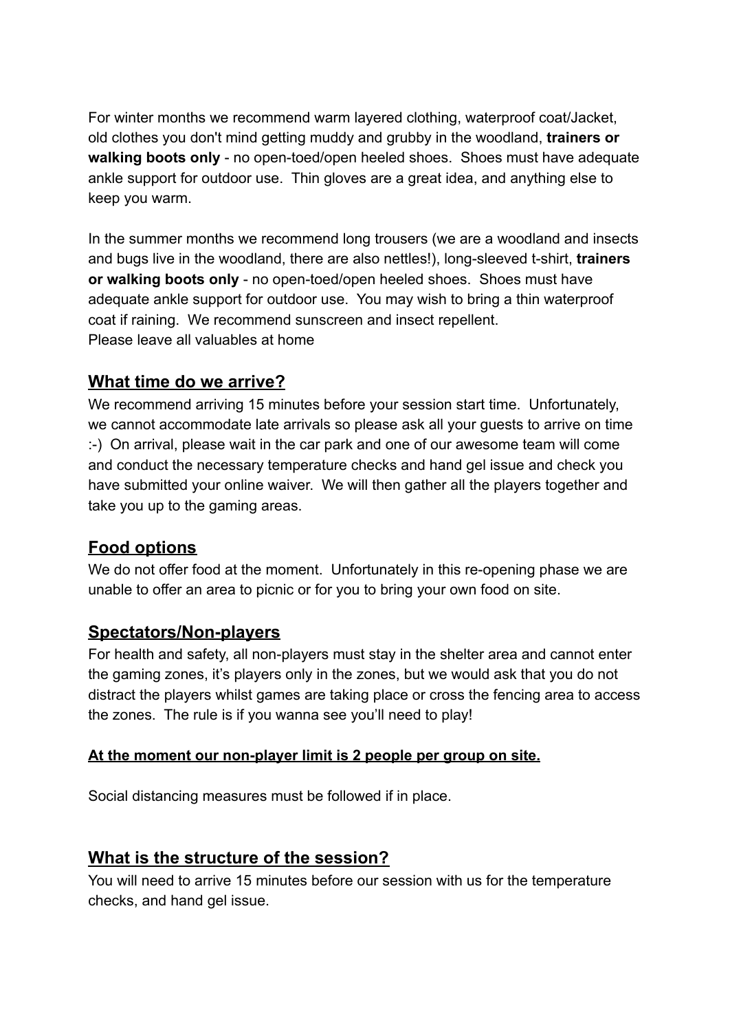For winter months we recommend warm layered clothing, waterproof coat/Jacket, old clothes you don't mind getting muddy and grubby in the woodland, **trainers or walking boots only** - no open-toed/open heeled shoes. Shoes must have adequate ankle support for outdoor use. Thin gloves are a great idea, and anything else to keep you warm.

In the summer months we recommend long trousers (we are a woodland and insects and bugs live in the woodland, there are also nettles!), long-sleeved t-shirt, **trainers or walking boots only** - no open-toed/open heeled shoes. Shoes must have adequate ankle support for outdoor use. You may wish to bring a thin waterproof coat if raining. We recommend sunscreen and insect repellent.
Please leave all valuables at home

## What time do we arrive?

We recommend arriving 15 minutes before your session start time. Unfortunately, we cannot accommodate late arrivals so please ask all your guests to arrive on time :-) On arrival, please wait in the car park and one of our awesome team will come and conduct the necessary temperature checks and hand gel issue and check you have submitted your online waiver. We will then gather all the players together and take you up to the gaming areas.

## Food options

We do not offer food at the moment. Unfortunately in this re-opening phase we are unable to offer an area to picnic or for you to bring your own food on site.

## Spectators/Non-players

For health and safety, all non-players must stay in the shelter area and cannot enter the gaming zones, it's players only in the zones, but we would ask that you do not distract the players whilst games are taking place or cross the fencing area to access the zones. The rule is if you wanna see you'll need to play!

**At the moment our non-player limit is 2 people per group on site.**

Social distancing measures must be followed if in place.

## What is the structure of the session?

You will need to arrive 15 minutes before our session with us for the temperature checks, and hand gel issue.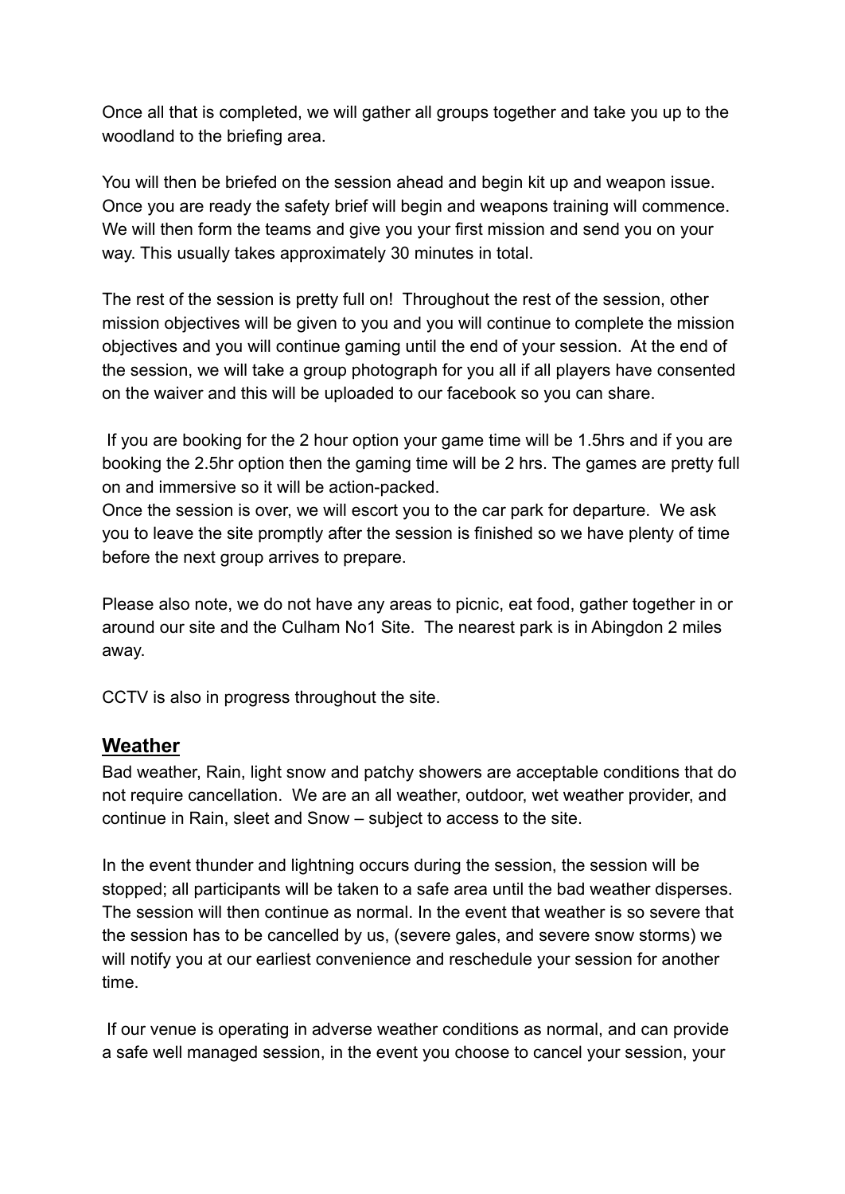Once all that is completed, we will gather all groups together and take you up to the woodland to the briefing area.

You will then be briefed on the session ahead and begin kit up and weapon issue. Once you are ready the safety brief will begin and weapons training will commence. We will then form the teams and give you your first mission and send you on your way. This usually takes approximately 30 minutes in total.

The rest of the session is pretty full on! Throughout the rest of the session, other mission objectives will be given to you and you will continue to complete the mission objectives and you will continue gaming until the end of your session. At the end of the session, we will take a group photograph for you all if all players have consented on the waiver and this will be uploaded to our facebook so you can share.

If you are booking for the 2 hour option your game time will be 1.5hrs and if you are booking the 2.5hr option then the gaming time will be 2 hrs. The games are pretty full on and immersive so it will be action-packed.

Once the session is over, we will escort you to the car park for departure. We ask you to leave the site promptly after the session is finished so we have plenty of time before the next group arrives to prepare.

Please also note, we do not have any areas to picnic, eat food, gather together in or around our site and the Culham No1 Site. The nearest park is in Abingdon 2 miles away.

CCTV is also in progress throughout the site.

## Weather

Bad weather, Rain, light snow and patchy showers are acceptable conditions that do not require cancellation. We are an all weather, outdoor, wet weather provider, and continue in Rain, sleet and Snow – subject to access to the site.

In the event thunder and lightning occurs during the session, the session will be stopped; all participants will be taken to a safe area until the bad weather disperses. The session will then continue as normal. In the event that weather is so severe that the session has to be cancelled by us, (severe gales, and severe snow storms) we will notify you at our earliest convenience and reschedule your session for another time.

If our venue is operating in adverse weather conditions as normal, and can provide a safe well managed session, in the event you choose to cancel your session, your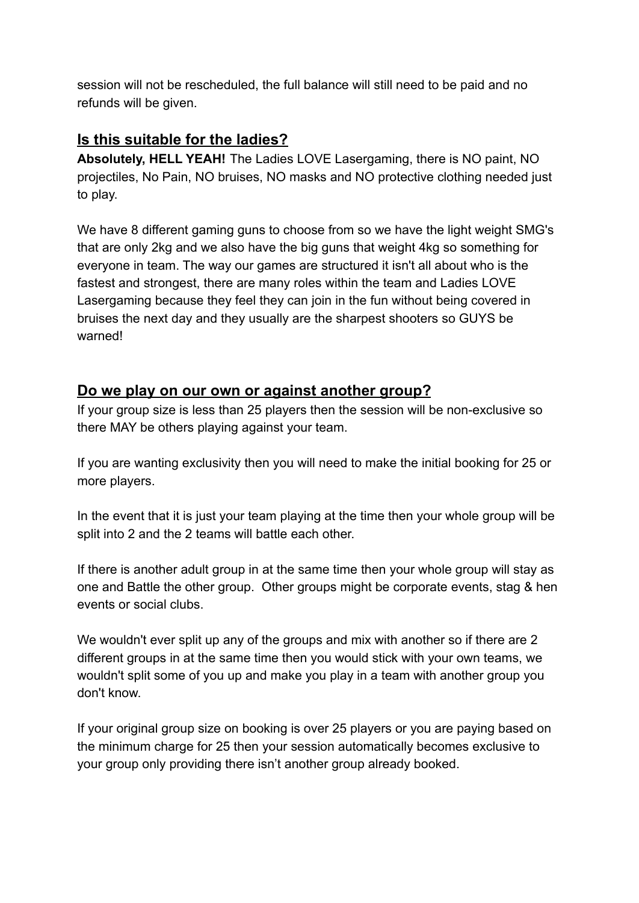session will not be rescheduled, the full balance will still need to be paid and no refunds will be given.

## Is this suitable for the ladies?

**Absolutely, HELL YEAH!** The Ladies LOVE Lasergaming, there is NO paint, NO projectiles, No Pain, NO bruises, NO masks and NO protective clothing needed just to play.

We have 8 different gaming guns to choose from so we have the light weight SMG's that are only 2kg and we also have the big guns that weight 4kg so something for everyone in team. The way our games are structured it isn't all about who is the fastest and strongest, there are many roles within the team and Ladies LOVE Lasergaming because they feel they can join in the fun without being covered in bruises the next day and they usually are the sharpest shooters so GUYS be warned!

## Do we play on our own or against another group?

If your group size is less than 25 players then the session will be non-exclusive so there MAY be others playing against your team.

If you are wanting exclusivity then you will need to make the initial booking for 25 or more players.

In the event that it is just your team playing at the time then your whole group will be split into 2 and the 2 teams will battle each other.

If there is another adult group in at the same time then your whole group will stay as one and Battle the other group. Other groups might be corporate events, stag & hen events or social clubs.

We wouldn't ever split up any of the groups and mix with another so if there are 2 different groups in at the same time then you would stick with your own teams, we wouldn't split some of you up and make you play in a team with another group you don't know.

If your original group size on booking is over 25 players or you are paying based on the minimum charge for 25 then your session automatically becomes exclusive to your group only providing there isn't another group already booked.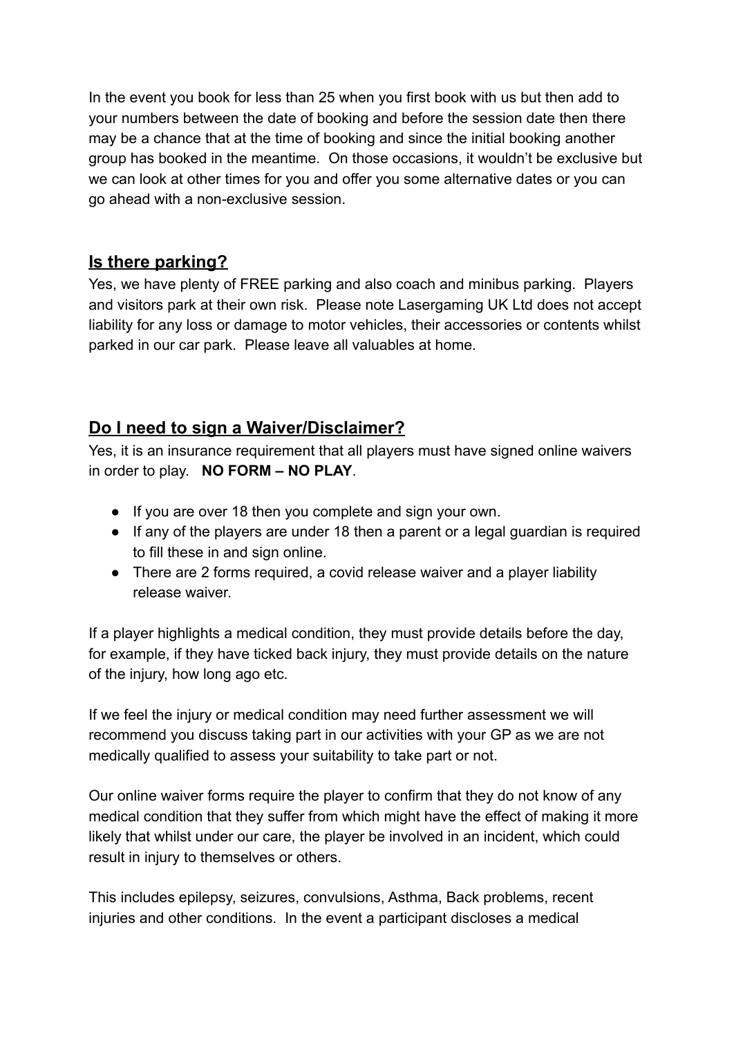In the event you book for less than 25 when you first book with us but then add to your numbers between the date of booking and before the session date then there may be a chance that at the time of booking and since the initial booking another group has booked in the meantime. On those occasions, it wouldn't be exclusive but we can look at other times for you and offer you some alternative dates or you can go ahead with a non-exclusive session.

## **Is there parking?**

Yes, we have plenty of FREE parking and also coach and minibus parking. Players and visitors park at their own risk. Please note Lasergaming UK Ltd does not accept liability for any loss or damage to motor vehicles, their accessories or contents whilst parked in our car park. Please leave all valuables at home.

## **Do I need to sign a Waiver/Disclaimer?**

Yes, it is an insurance requirement that all players must have signed online waivers in order to play. **NO FORM – NO PLAY**.

- If you are over 18 then you complete and sign your own.
- If any of the players are under 18 then a parent or a legal guardian is required to fill these in and sign online.
- There are 2 forms required, a covid release waiver and a player liability release waiver.

If a player highlights a medical condition, they must provide details before the day, for example, if they have ticked back injury, they must provide details on the nature of the injury, how long ago etc.

If we feel the injury or medical condition may need further assessment we will recommend you discuss taking part in our activities with your GP as we are not medically qualified to assess your suitability to take part or not.

Our online waiver forms require the player to confirm that they do not know of any medical condition that they suffer from which might have the effect of making it more likely that whilst under our care, the player be involved in an incident, which could result in injury to themselves or others.

This includes epilepsy, seizures, convulsions, Asthma, Back problems, recent injuries and other conditions. In the event a participant discloses a medical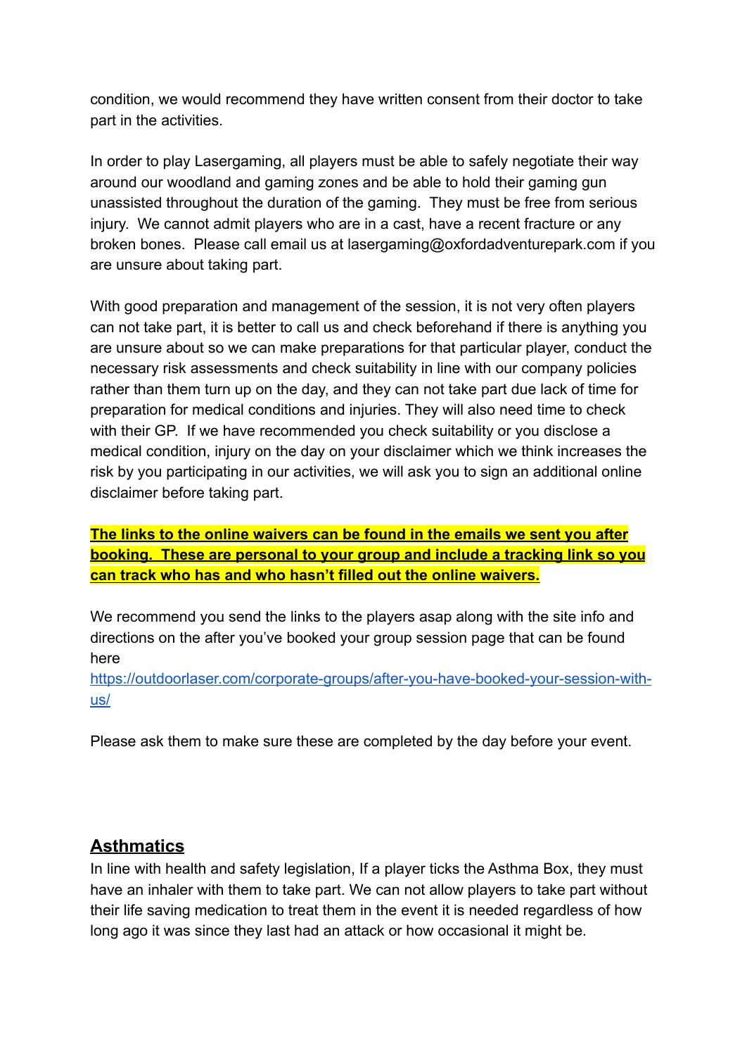condition, we would recommend they have written consent from their doctor to take part in the activities.

In order to play Lasergaming, all players must be able to safely negotiate their way around our woodland and gaming zones and be able to hold their gaming gun unassisted throughout the duration of the gaming. They must be free from serious injury. We cannot admit players who are in a cast, have a recent fracture or any broken bones. Please call email us at lasergaming@oxfordadventurepark.com if you are unsure about taking part.

With good preparation and management of the session, it is not very often players can not take part, it is better to call us and check beforehand if there is anything you are unsure about so we can make preparations for that particular player, conduct the necessary risk assessments and check suitability in line with our company policies rather than them turn up on the day, and they can not take part due lack of time for preparation for medical conditions and injuries. They will also need time to check with their GP. If we have recommended you check suitability or you disclose a medical condition, injury on the day on your disclaimer which we think increases the risk by you participating in our activities, we will ask you to sign an additional online disclaimer before taking part.

**The links to the online waivers can be found in the emails we sent you after booking. These are personal to your group and include a tracking link so you can track who has and who hasn't filled out the online waivers.**

We recommend you send the links to the players asap along with the site info and directions on the after you've booked your group session page that can be found here [https://outdoorlaser.com/corporate-groups/after-you-have-booked-your-session-with-us/](https://outdoorlaser.com/corporate-groups/after-you-have-booked-your-session-with-us/)

Please ask them to make sure these are completed by the day before your event.

## Asthmatics

In line with health and safety legislation, If a player ticks the Asthma Box, they must have an inhaler with them to take part. We can not allow players to take part without their life saving medication to treat them in the event it is needed regardless of how long ago it was since they last had an attack or how occasional it might be.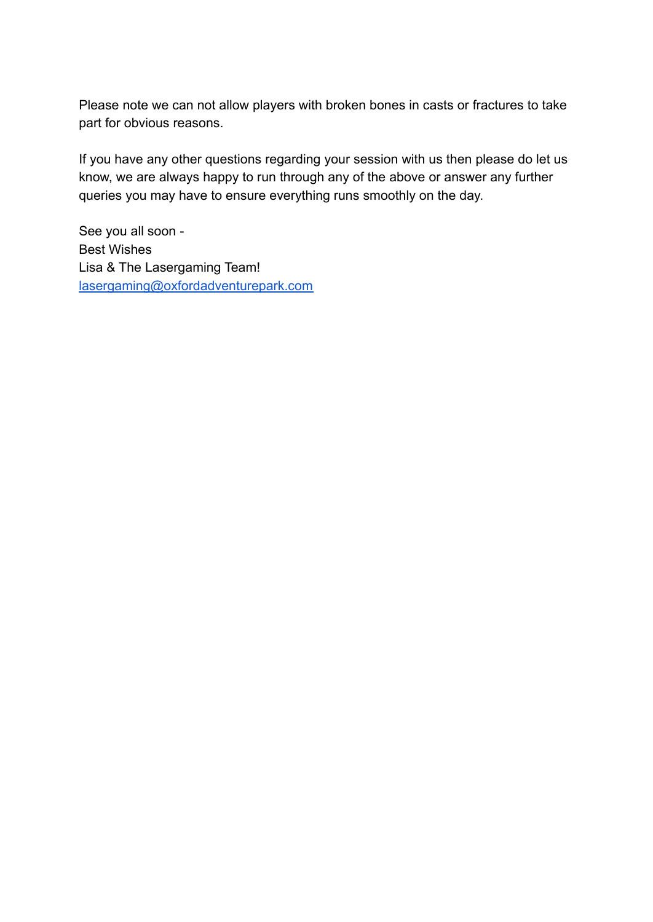Please note we can not allow players with broken bones in casts or fractures to take part for obvious reasons.

If you have any other questions regarding your session with us then please do let us know, we are always happy to run through any of the above or answer any further queries you may have to ensure everything runs smoothly on the day.

See you all soon -
Best Wishes
Lisa & The Lasergaming Team!
lasergaming@oxfordadventurepark.com